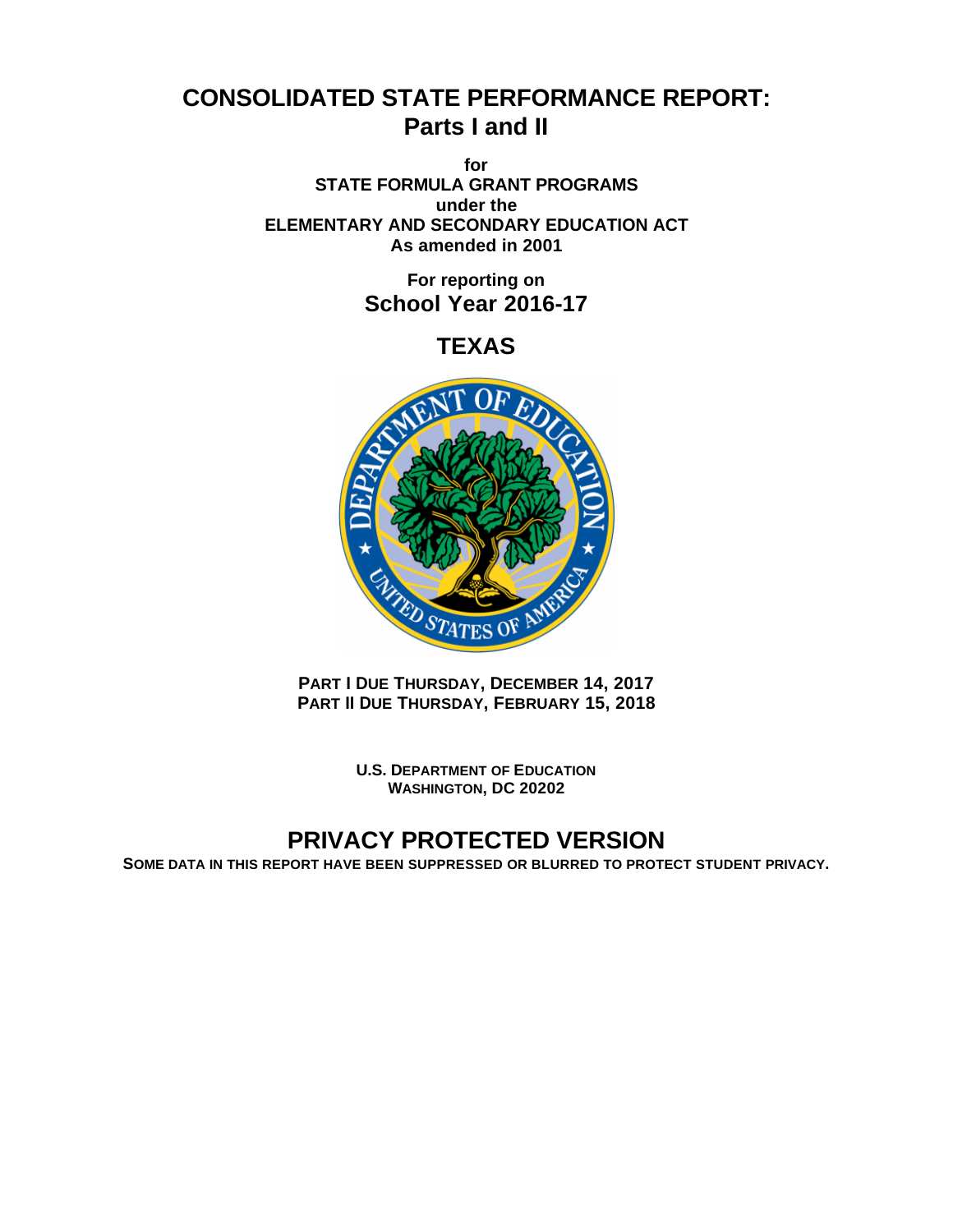# CONSOLIDATED STATE PERFORMANCE REPORT: Parts I and II

**for**
**STATE FORMULA GRANT PROGRAMS**
**under the**
**ELEMENTARY AND SECONDARY EDUCATION ACT**
**As amended in 2001**

**For reporting on**
## School Year 2016-17

## TEXAS

**PART I DUE THURSDAY, DECEMBER 14, 2017**
**PART II DUE THURSDAY, FEBRUARY 15, 2018**

**U.S. DEPARTMENT OF EDUCATION**
**WASHINGTON, DC 20202**

## PRIVACY PROTECTED VERSION

**SOME DATA IN THIS REPORT HAVE BEEN SUPPRESSED OR BLURRED TO PROTECT STUDENT PRIVACY.**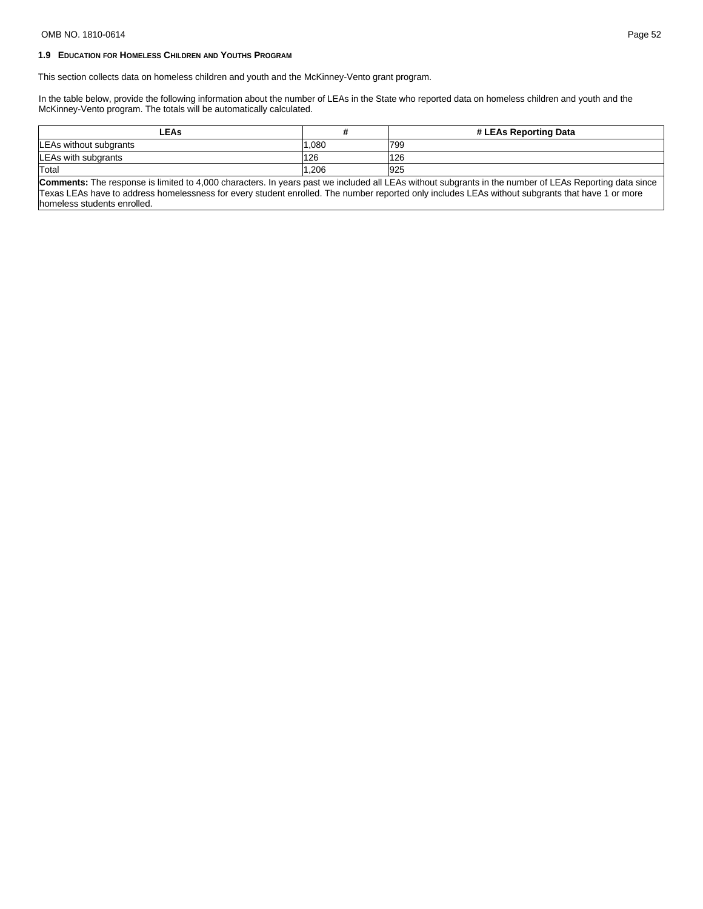### 1.9 Education for Homeless Children and Youths Program

This section collects data on homeless children and youth and the McKinney-Vento grant program.

In the table below, provide the following information about the number of LEAs in the State who reported data on homeless children and youth and the McKinney-Vento program. The totals will be automatically calculated.

| LEAs | # | # LEAs Reporting Data |
|---|---|---|
| LEAs without subgrants | 1,080 | 799 |
| LEAs with subgrants | 126 | 126 |
| Total | 1,206 | 925 |

**Comments:** The response is limited to 4,000 characters. In years past we included all LEAs without subgrants in the number of LEAs Reporting data since Texas LEAs have to address homelessness for every student enrolled. The number reported only includes LEAs without subgrants that have 1 or more homeless students enrolled.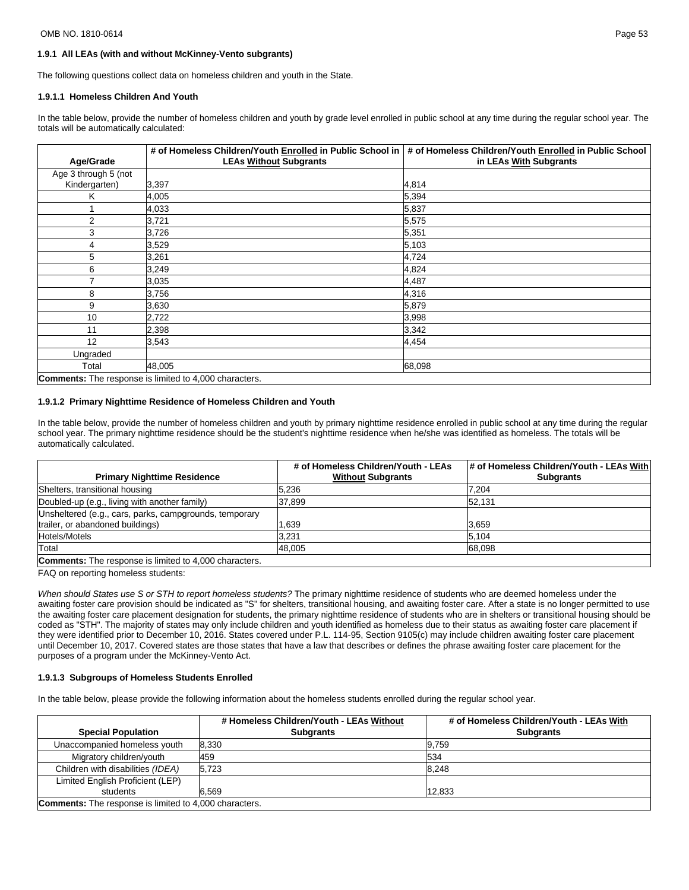### 1.9.1 All LEAs (with and without McKinney-Vento subgrants)

The following questions collect data on homeless children and youth in the State.

#### 1.9.1.1 Homeless Children And Youth

In the table below, provide the number of homeless children and youth by grade level enrolled in public school at any time during the regular school year. The totals will be automatically calculated:

| Age/Grade | # of Homeless Children/Youth Enrolled in Public School in LEAs Without Subgrants | # of Homeless Children/Youth Enrolled in Public School in LEAs With Subgrants |
|---|---|---|
| Age 3 through 5 (not Kindergarten) | 3,397 | 4,814 |
| K | 4,005 | 5,394 |
| 1 | 4,033 | 5,837 |
| 2 | 3,721 | 5,575 |
| 3 | 3,726 | 5,351 |
| 4 | 3,529 | 5,103 |
| 5 | 3,261 | 4,724 |
| 6 | 3,249 | 4,824 |
| 7 | 3,035 | 4,487 |
| 8 | 3,756 | 4,316 |
| 9 | 3,630 | 5,879 |
| 10 | 2,722 | 3,998 |
| 11 | 2,398 | 3,342 |
| 12 | 3,543 | 4,454 |
| Ungraded | | |
| Total | 48,005 | 68,098 |
| **Comments:** The response is limited to 4,000 characters. | | |

#### 1.9.1.2 Primary Nighttime Residence of Homeless Children and Youth

In the table below, provide the number of homeless children and youth by primary nighttime residence enrolled in public school at any time during the regular school year. The primary nighttime residence should be the student's nighttime residence when he/she was identified as homeless. The totals will be automatically calculated.

| Primary Nighttime Residence | # of Homeless Children/Youth - LEAs Without Subgrants | # of Homeless Children/Youth - LEAs With Subgrants |
|---|---|---|
| Shelters, transitional housing | 5,236 | 7,204 |
| Doubled-up (e.g., living with another family) | 37,899 | 52,131 |
| Unsheltered (e.g., cars, parks, campgrounds, temporary trailer, or abandoned buildings) | 1,639 | 3,659 |
| Hotels/Motels | 3,231 | 5,104 |
| Total | 48,005 | 68,098 |
| **Comments:** The response is limited to 4,000 characters. | | |

FAQ on reporting homeless students:

*When should States use S or STH to report homeless students?* The primary nighttime residence of students who are deemed homeless under the awaiting foster care provision should be indicated as "S" for shelters, transitional housing, and awaiting foster care. After a state is no longer permitted to use the awaiting foster care placement designation for students, the primary nighttime residence of students who are in shelters or transitional housing should be coded as "STH". The majority of states may only include children and youth identified as homeless due to their status as awaiting foster care placement if they were identified prior to December 10, 2016. States covered under P.L. 114-95, Section 9105(c) may include children awaiting foster care placement until December 10, 2017. Covered states are those states that have a law that describes or defines the phrase awaiting foster care placement for the purposes of a program under the McKinney-Vento Act.

#### 1.9.1.3 Subgroups of Homeless Students Enrolled

In the table below, please provide the following information about the homeless students enrolled during the regular school year.

| Special Population | # Homeless Children/Youth - LEAs Without Subgrants | # of Homeless Children/Youth - LEAs With Subgrants |
|---|---|---|
| Unaccompanied homeless youth | 8,330 | 9,759 |
| Migratory children/youth | 459 | 534 |
| Children with disabilities *(IDEA)* | 5,723 | 8,248 |
| Limited English Proficient (LEP) students | 6,569 | 12,833 |
| **Comments:** The response is limited to 4,000 characters. | | |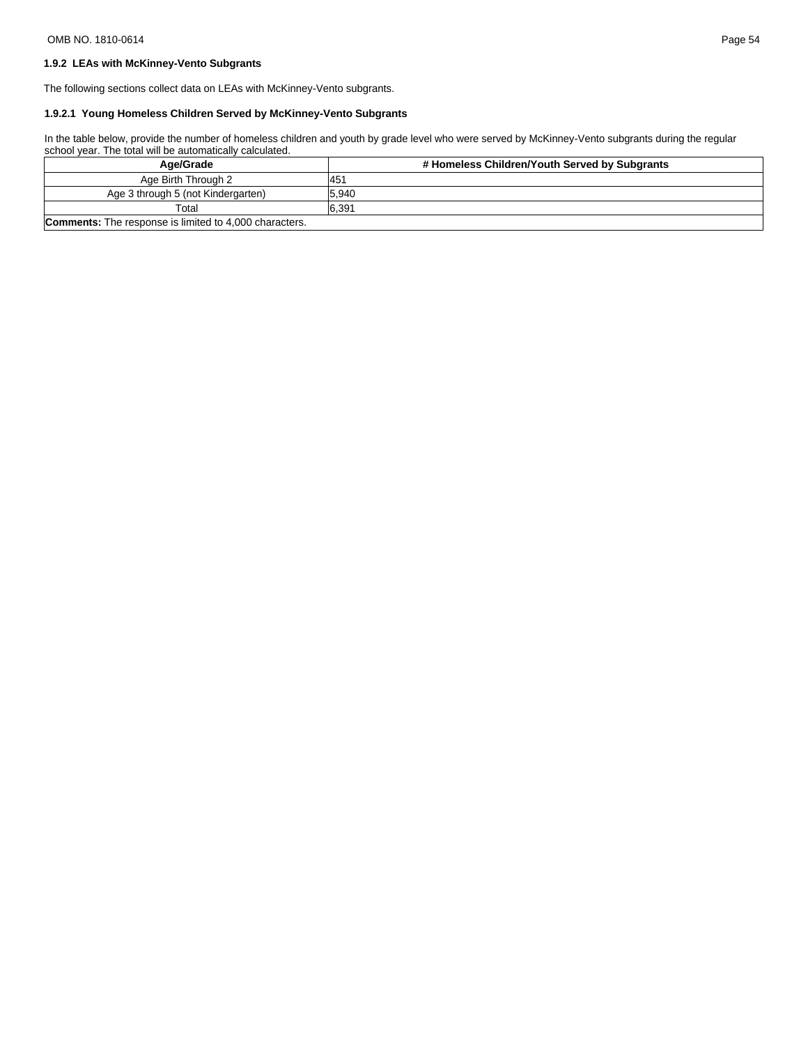### 1.9.2 LEAs with McKinney-Vento Subgrants

The following sections collect data on LEAs with McKinney-Vento subgrants.

#### 1.9.2.1 Young Homeless Children Served by McKinney-Vento Subgrants

In the table below, provide the number of homeless children and youth by grade level who were served by McKinney-Vento subgrants during the regular school year. The total will be automatically calculated.

| Age/Grade | # Homeless Children/Youth Served by Subgrants |
|---|---|
| Age Birth Through 2 | 451 |
| Age 3 through 5 (not Kindergarten) | 5,940 |
| Total | 6,391 |
| **Comments:** The response is limited to 4,000 characters. | |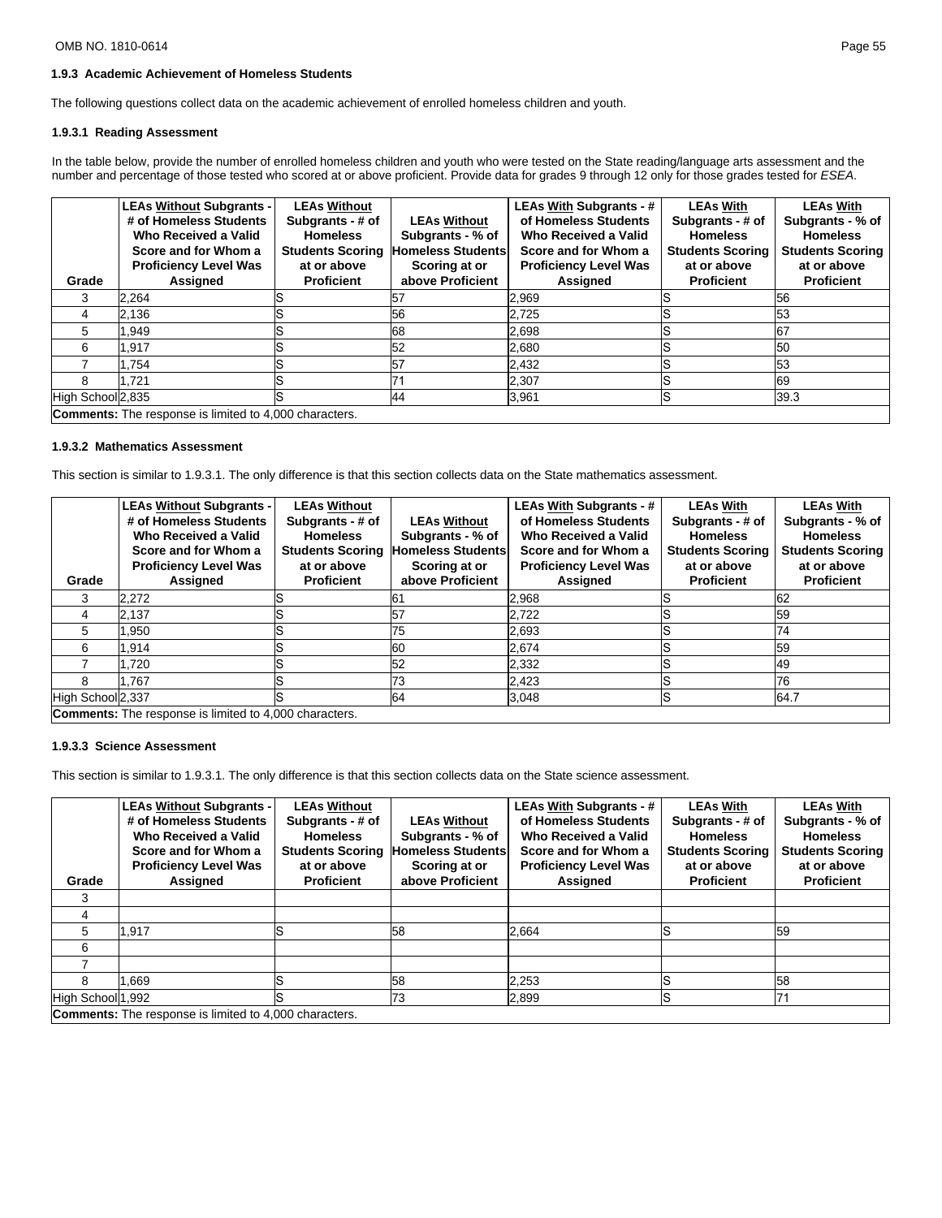### 1.9.3 Academic Achievement of Homeless Students

The following questions collect data on the academic achievement of enrolled homeless children and youth.

#### 1.9.3.1 Reading Assessment

In the table below, provide the number of enrolled homeless children and youth who were tested on the State reading/language arts assessment and the number and percentage of those tested who scored at or above proficient. Provide data for grades 9 through 12 only for those grades tested for *ESEA*.

| Grade | LEAs Without Subgrants - # of Homeless Students Who Received a Valid Score and for Whom a Proficiency Level Was Assigned | LEAs Without Subgrants - # of Homeless Students Scoring at or above Proficient | LEAs Without Subgrants - % of Homeless Students Scoring at or above Proficient | LEAs With Subgrants - # of Homeless Students Who Received a Valid Score and for Whom a Proficiency Level Was Assigned | LEAs With Subgrants - # of Homeless Students Scoring at or above Proficient | LEAs With Subgrants - % of Homeless Students Scoring at or above Proficient |
|---|---|---|---|---|---|---|
| 3 | 2,264 | S | 57 | 2,969 | S | 56 |
| 4 | 2,136 | S | 56 | 2,725 | S | 53 |
| 5 | 1,949 | S | 68 | 2,698 | S | 67 |
| 6 | 1,917 | S | 52 | 2,680 | S | 50 |
| 7 | 1,754 | S | 57 | 2,432 | S | 53 |
| 8 | 1,721 | S | 71 | 2,307 | S | 69 |
| High School | 2,835 | S | 44 | 3,961 | S | 39.3 |

**Comments:** The response is limited to 4,000 characters.

#### 1.9.3.2 Mathematics Assessment

This section is similar to 1.9.3.1. The only difference is that this section collects data on the State mathematics assessment.

| Grade | LEAs Without Subgrants - # of Homeless Students Who Received a Valid Score and for Whom a Proficiency Level Was Assigned | LEAs Without Subgrants - # of Homeless Students Scoring at or above Proficient | LEAs Without Subgrants - % of Homeless Students Scoring at or above Proficient | LEAs With Subgrants - # of Homeless Students Who Received a Valid Score and for Whom a Proficiency Level Was Assigned | LEAs With Subgrants - # of Homeless Students Scoring at or above Proficient | LEAs With Subgrants - % of Homeless Students Scoring at or above Proficient |
|---|---|---|---|---|---|---|
| 3 | 2,272 | S | 61 | 2,968 | S | 62 |
| 4 | 2,137 | S | 57 | 2,722 | S | 59 |
| 5 | 1,950 | S | 75 | 2,693 | S | 74 |
| 6 | 1,914 | S | 60 | 2,674 | S | 59 |
| 7 | 1,720 | S | 52 | 2,332 | S | 49 |
| 8 | 1,767 | S | 73 | 2,423 | S | 76 |
| High School | 2,337 | S | 64 | 3,048 | S | 64.7 |

**Comments:** The response is limited to 4,000 characters.

#### 1.9.3.3 Science Assessment

This section is similar to 1.9.3.1. The only difference is that this section collects data on the State science assessment.

| Grade | LEAs Without Subgrants - # of Homeless Students Who Received a Valid Score and for Whom a Proficiency Level Was Assigned | LEAs Without Subgrants - # of Homeless Students Scoring at or above Proficient | LEAs Without Subgrants - % of Homeless Students Scoring at or above Proficient | LEAs With Subgrants - # of Homeless Students Who Received a Valid Score and for Whom a Proficiency Level Was Assigned | LEAs With Subgrants - # of Homeless Students Scoring at or above Proficient | LEAs With Subgrants - % of Homeless Students Scoring at or above Proficient |
|---|---|---|---|---|---|---|
| 3 | | | | | | |
| 4 | | | | | | |
| 5 | 1,917 | S | 58 | 2,664 | S | 59 |
| 6 | | | | | | |
| 7 | | | | | | |
| 8 | 1,669 | S | 58 | 2,253 | S | 58 |
| High School | 1,992 | S | 73 | 2,899 | S | 71 |

**Comments:** The response is limited to 4,000 characters.